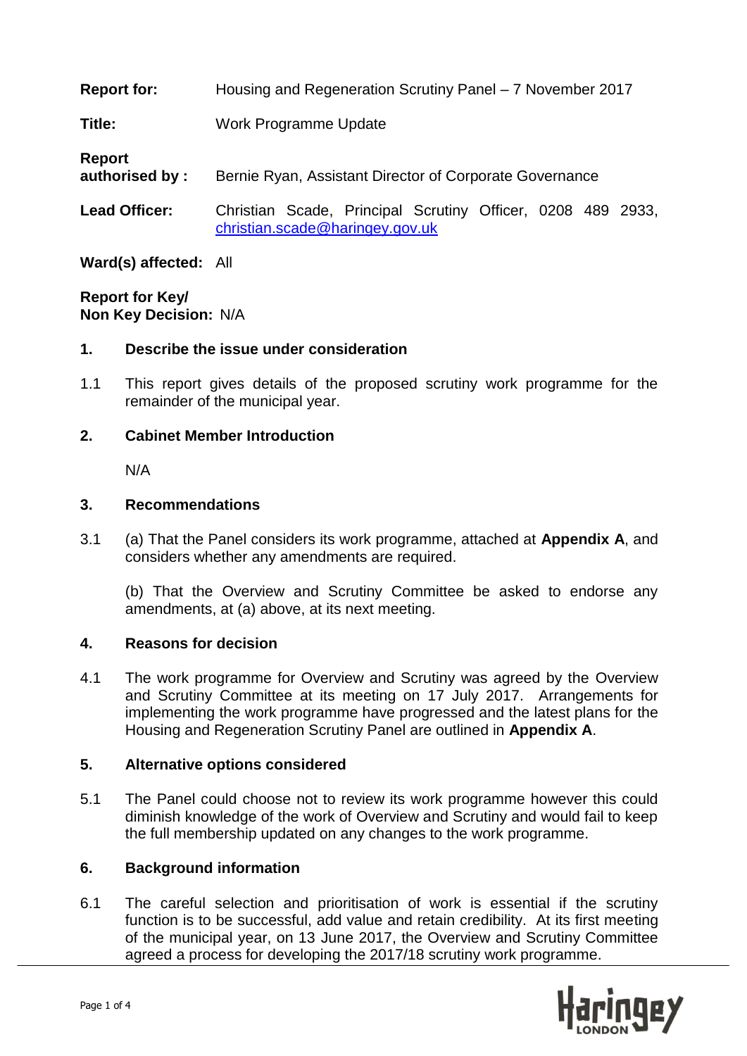**Report for:** Housing and Regeneration Scrutiny Panel – 7 November 2017

**Title:** Work Programme Update

**Report authorised by :** Bernie Ryan, Assistant Director of Corporate Governance

**Lead Officer:** Christian Scade, Principal Scrutiny Officer, 0208 489 2933, christian.scade@haringey.gov.uk

**Ward(s) affected:** All

**Report for Key/ Non Key Decision:** N/A

## 1. Describe the issue under consideration

1.1 This report gives details of the proposed scrutiny work programme for the remainder of the municipal year.

## 2. Cabinet Member Introduction

N/A

## 3. Recommendations

3.1 (a) That the Panel considers its work programme, attached at **Appendix A**, and considers whether any amendments are required.

(b) That the Overview and Scrutiny Committee be asked to endorse any amendments, at (a) above, at its next meeting.

## 4. Reasons for decision

4.1 The work programme for Overview and Scrutiny was agreed by the Overview and Scrutiny Committee at its meeting on 17 July 2017. Arrangements for implementing the work programme have progressed and the latest plans for the Housing and Regeneration Scrutiny Panel are outlined in **Appendix A**.

## 5. Alternative options considered

5.1 The Panel could choose not to review its work programme however this could diminish knowledge of the work of Overview and Scrutiny and would fail to keep the full membership updated on any changes to the work programme.

## 6. Background information

6.1 The careful selection and prioritisation of work is essential if the scrutiny function is to be successful, add value and retain credibility. At its first meeting of the municipal year, on 13 June 2017, the Overview and Scrutiny Committee agreed a process for developing the 2017/18 scrutiny work programme.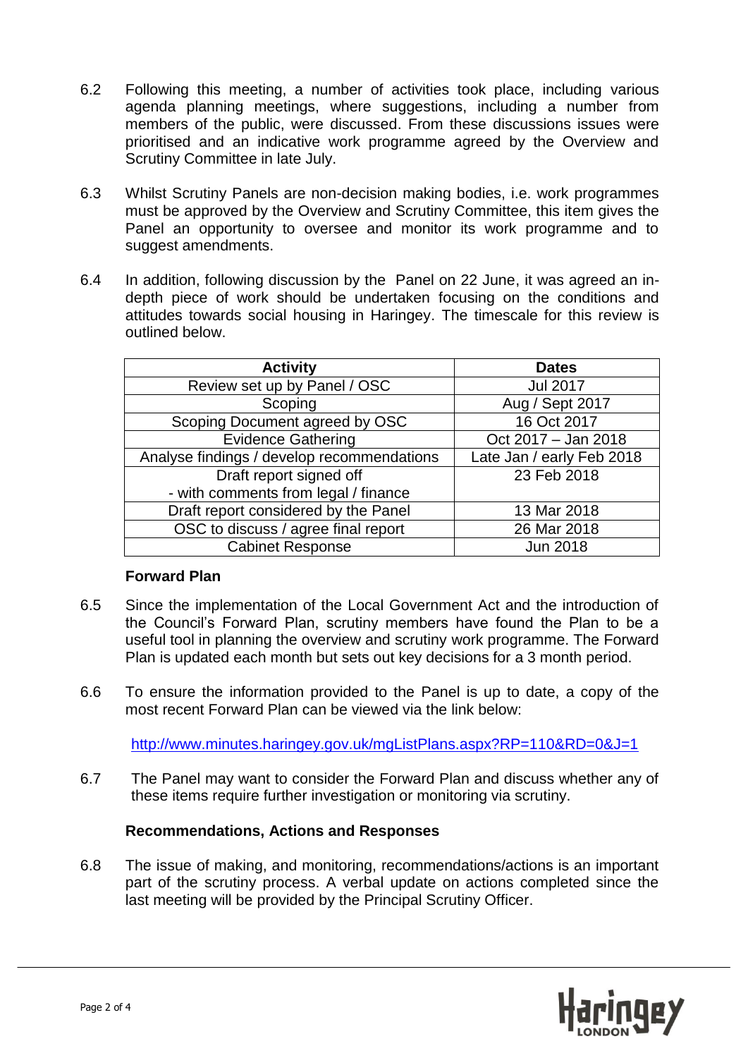6.2 Following this meeting, a number of activities took place, including various agenda planning meetings, where suggestions, including a number from members of the public, were discussed. From these discussions issues were prioritised and an indicative work programme agreed by the Overview and Scrutiny Committee in late July.

6.3 Whilst Scrutiny Panels are non-decision making bodies, i.e. work programmes must be approved by the Overview and Scrutiny Committee, this item gives the Panel an opportunity to oversee and monitor its work programme and to suggest amendments.

6.4 In addition, following discussion by the Panel on 22 June, it was agreed an in-depth piece of work should be undertaken focusing on the conditions and attitudes towards social housing in Haringey. The timescale for this review is outlined below.

| Activity | Dates |
|---|---|
| Review set up by Panel / OSC | Jul 2017 |
| Scoping | Aug / Sept 2017 |
| Scoping Document agreed by OSC | 16 Oct 2017 |
| Evidence Gathering | Oct 2017 – Jan 2018 |
| Analyse findings / develop recommendations | Late Jan / early Feb 2018 |
| Draft report signed off<br>- with comments from legal / finance | 23 Feb 2018 |
| Draft report considered by the Panel | 13 Mar 2018 |
| OSC to discuss / agree final report | 26 Mar 2018 |
| Cabinet Response | Jun 2018 |

**Forward Plan**

6.5 Since the implementation of the Local Government Act and the introduction of the Council's Forward Plan, scrutiny members have found the Plan to be a useful tool in planning the overview and scrutiny work programme. The Forward Plan is updated each month but sets out key decisions for a 3 month period.

6.6 To ensure the information provided to the Panel is up to date, a copy of the most recent Forward Plan can be viewed via the link below:

http://www.minutes.haringey.gov.uk/mgListPlans.aspx?RP=110&RD=0&J=1

6.7 The Panel may want to consider the Forward Plan and discuss whether any of these items require further investigation or monitoring via scrutiny.

**Recommendations, Actions and Responses**

6.8 The issue of making, and monitoring, recommendations/actions is an important part of the scrutiny process. A verbal update on actions completed since the last meeting will be provided by the Principal Scrutiny Officer.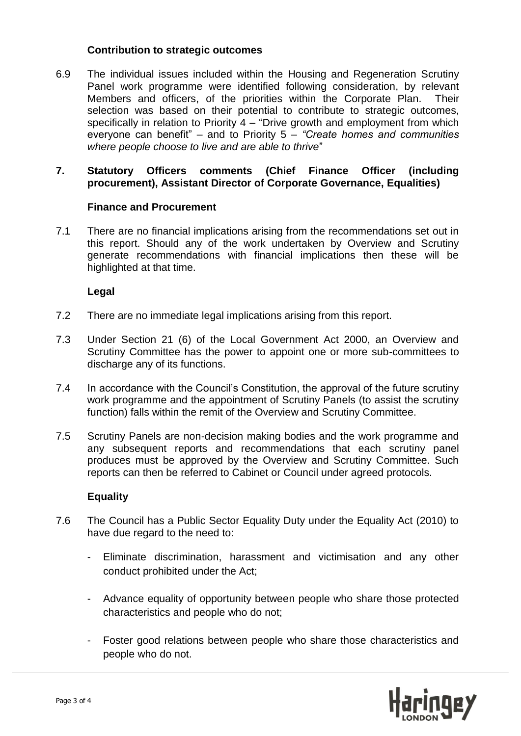**Contribution to strategic outcomes**

6.9 The individual issues included within the Housing and Regeneration Scrutiny Panel work programme were identified following consideration, by relevant Members and officers, of the priorities within the Corporate Plan. Their selection was based on their potential to contribute to strategic outcomes, specifically in relation to Priority 4 – "Drive growth and employment from which everyone can benefit" – and to Priority 5 – *"Create homes and communities where people choose to live and are able to thrive*"

## 7. Statutory Officers comments (Chief Finance Officer (including procurement), Assistant Director of Corporate Governance, Equalities)

**Finance and Procurement**

7.1 There are no financial implications arising from the recommendations set out in this report. Should any of the work undertaken by Overview and Scrutiny generate recommendations with financial implications then these will be highlighted at that time.

**Legal**

7.2 There are no immediate legal implications arising from this report.

7.3 Under Section 21 (6) of the Local Government Act 2000, an Overview and Scrutiny Committee has the power to appoint one or more sub-committees to discharge any of its functions.

7.4 In accordance with the Council's Constitution, the approval of the future scrutiny work programme and the appointment of Scrutiny Panels (to assist the scrutiny function) falls within the remit of the Overview and Scrutiny Committee.

7.5 Scrutiny Panels are non-decision making bodies and the work programme and any subsequent reports and recommendations that each scrutiny panel produces must be approved by the Overview and Scrutiny Committee. Such reports can then be referred to Cabinet or Council under agreed protocols.

**Equality**

7.6 The Council has a Public Sector Equality Duty under the Equality Act (2010) to have due regard to the need to:

- Eliminate discrimination, harassment and victimisation and any other conduct prohibited under the Act;
- Advance equality of opportunity between people who share those protected characteristics and people who do not;
- Foster good relations between people who share those characteristics and people who do not.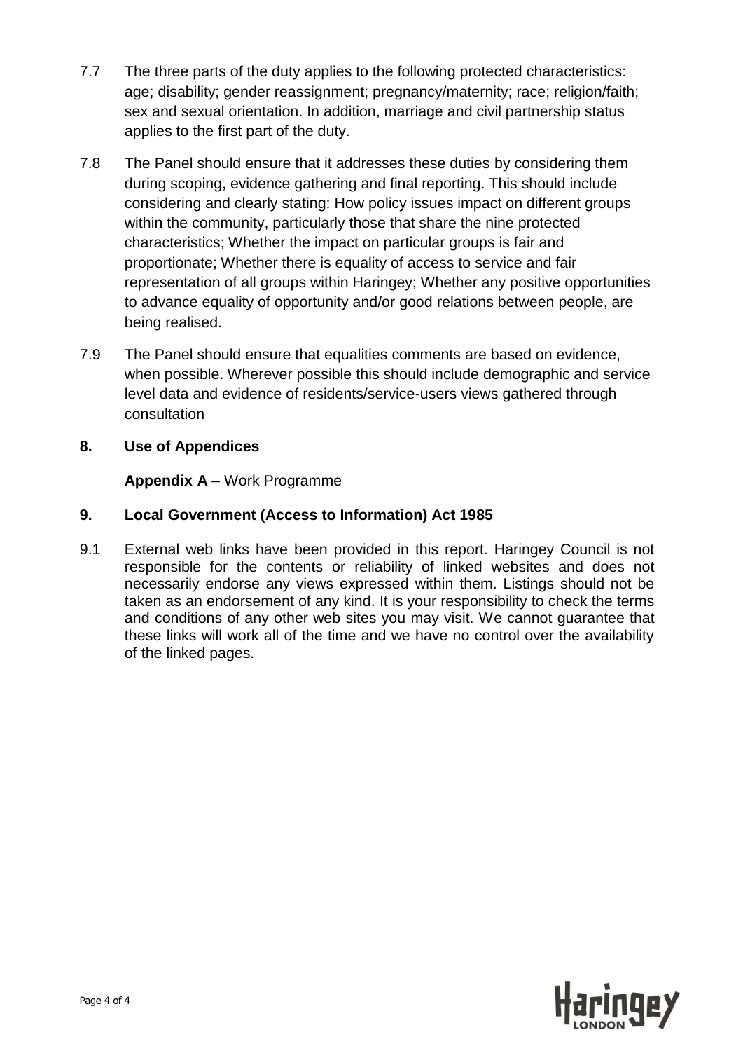7.7 The three parts of the duty applies to the following protected characteristics: age; disability; gender reassignment; pregnancy/maternity; race; religion/faith; sex and sexual orientation. In addition, marriage and civil partnership status applies to the first part of the duty.

7.8 The Panel should ensure that it addresses these duties by considering them during scoping, evidence gathering and final reporting. This should include considering and clearly stating: How policy issues impact on different groups within the community, particularly those that share the nine protected characteristics; Whether the impact on particular groups is fair and proportionate; Whether there is equality of access to service and fair representation of all groups within Haringey; Whether any positive opportunities to advance equality of opportunity and/or good relations between people, are being realised.

7.9 The Panel should ensure that equalities comments are based on evidence, when possible. Wherever possible this should include demographic and service level data and evidence of residents/service-users views gathered through consultation

## 8. Use of Appendices

**Appendix A** – Work Programme

## 9. Local Government (Access to Information) Act 1985

9.1 External web links have been provided in this report. Haringey Council is not responsible for the contents or reliability of linked websites and does not necessarily endorse any views expressed within them. Listings should not be taken as an endorsement of any kind. It is your responsibility to check the terms and conditions of any other web sites you may visit. We cannot guarantee that these links will work all of the time and we have no control over the availability of the linked pages.